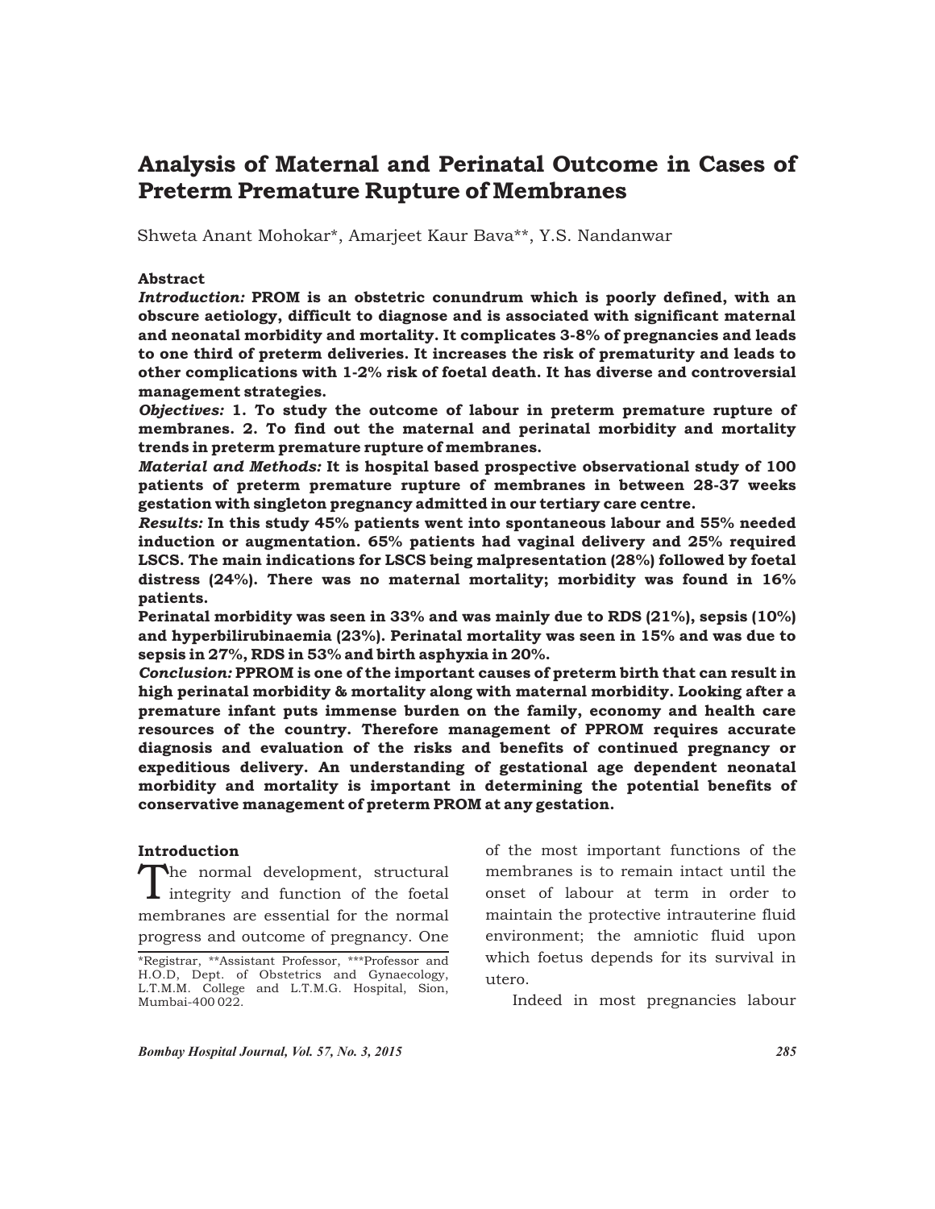# Analysis of Maternal and Perinatal Outcome in Cases of Preterm Premature Rupture of Membranes

Shweta Anant Mohokar*, Amarjeet Kaur Bava**, Y.S. Nandanwar

**Abstract**

***Introduction:*** **PROM is an obstetric conundrum which is poorly defined, with an obscure aetiology, difficult to diagnose and is associated with significant maternal and neonatal morbidity and mortality. It complicates 3-8% of pregnancies and leads to one third of preterm deliveries. It increases the risk of prematurity and leads to other complications with 1-2% risk of foetal death. It has diverse and controversial management strategies.**

***Objectives:*** **1. To study the outcome of labour in preterm premature rupture of membranes. 2. To find out the maternal and perinatal morbidity and mortality trends in preterm premature rupture of membranes.**

***Material and Methods:*** **It is hospital based prospective observational study of 100 patients of preterm premature rupture of membranes in between 28-37 weeks gestation with singleton pregnancy admitted in our tertiary care centre.**

***Results:*** **In this study 45% patients went into spontaneous labour and 55% needed induction or augmentation. 65% patients had vaginal delivery and 25% required LSCS. The main indications for LSCS being malpresentation (28%) followed by foetal distress (24%). There was no maternal mortality; morbidity was found in 16% patients.**

**Perinatal morbidity was seen in 33% and was mainly due to RDS (21%), sepsis (10%) and hyperbilirubinaemia (23%). Perinatal mortality was seen in 15% and was due to sepsis in 27%, RDS in 53% and birth asphyxia in 20%.**

***Conclusion:*** **PPROM is one of the important causes of preterm birth that can result in high perinatal morbidity & mortality along with maternal morbidity. Looking after a premature infant puts immense burden on the family, economy and health care resources of the country. Therefore management of PPROM requires accurate diagnosis and evaluation of the risks and benefits of continued pregnancy or expeditious delivery. An understanding of gestational age dependent neonatal morbidity and mortality is important in determining the potential benefits of conservative management of preterm PROM at any gestation.**

## Introduction

The normal development, structural integrity and function of the foetal membranes are essential for the normal progress and outcome of pregnancy. One of the most important functions of the membranes is to remain intact until the onset of labour at term in order to maintain the protective intrauterine fluid environment; the amniotic fluid upon which foetus depends for its survival in utero.

Indeed in most pregnancies labour

*Registrar, **Assistant Professor, ***Professor and H.O.D, Dept. of Obstetrics and Gynaecology, L.T.M.M. College and L.T.M.G. Hospital, Sion, Mumbai-400 022.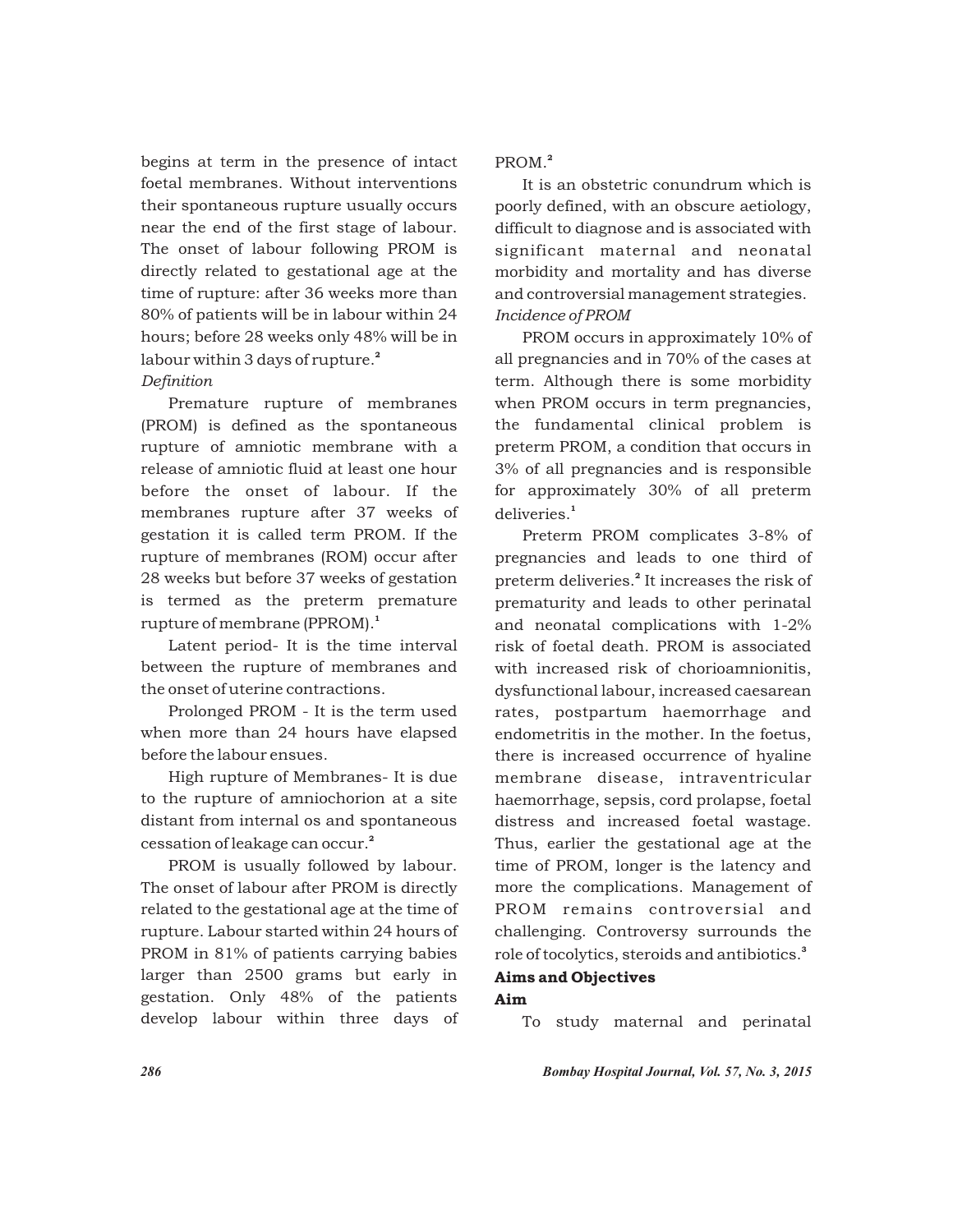begins at term in the presence of intact foetal membranes. Without interventions their spontaneous rupture usually occurs near the end of the first stage of labour. The onset of labour following PROM is directly related to gestational age at the time of rupture: after 36 weeks more than 80% of patients will be in labour within 24 hours; before 28 weeks only 48% will be in labour within 3 days of rupture.[2]

*Definition*

Premature rupture of membranes (PROM) is defined as the spontaneous rupture of amniotic membrane with a release of amniotic fluid at least one hour before the onset of labour. If the membranes rupture after 37 weeks of gestation it is called term PROM. If the rupture of membranes (ROM) occur after 28 weeks but before 37 weeks of gestation is termed as the preterm premature rupture of membrane (PPROM).[1]

Latent period- It is the time interval between the rupture of membranes and the onset of uterine contractions.

Prolonged PROM - It is the term used when more than 24 hours have elapsed before the labour ensues.

High rupture of Membranes- It is due to the rupture of amniochorion at a site distant from internal os and spontaneous cessation of leakage can occur.[2]

PROM is usually followed by labour. The onset of labour after PROM is directly related to the gestational age at the time of rupture. Labour started within 24 hours of PROM in 81% of patients carrying babies larger than 2500 grams but early in gestation. Only 48% of the patients develop labour within three days of PROM.[2]

It is an obstetric conundrum which is poorly defined, with an obscure aetiology, difficult to diagnose and is associated with significant maternal and neonatal morbidity and mortality and has diverse and controversial management strategies.

*Incidence of PROM*

PROM occurs in approximately 10% of all pregnancies and in 70% of the cases at term. Although there is some morbidity when PROM occurs in term pregnancies, the fundamental clinical problem is preterm PROM, a condition that occurs in 3% of all pregnancies and is responsible for approximately 30% of all preterm deliveries.[1]

Preterm PROM complicates 3-8% of pregnancies and leads to one third of preterm deliveries.[2] It increases the risk of prematurity and leads to other perinatal and neonatal complications with 1-2% risk of foetal death. PROM is associated with increased risk of chorioamnionitis, dysfunctional labour, increased caesarean rates, postpartum haemorrhage and endometritis in the mother. In the foetus, there is increased occurrence of hyaline membrane disease, intraventricular haemorrhage, sepsis, cord prolapse, foetal distress and increased foetal wastage. Thus, earlier the gestational age at the time of PROM, longer is the latency and more the complications. Management of PROM remains controversial and challenging. Controversy surrounds the role of tocolytics, steroids and antibiotics.[3]

## Aims and Objectives

### Aim

To study maternal and perinatal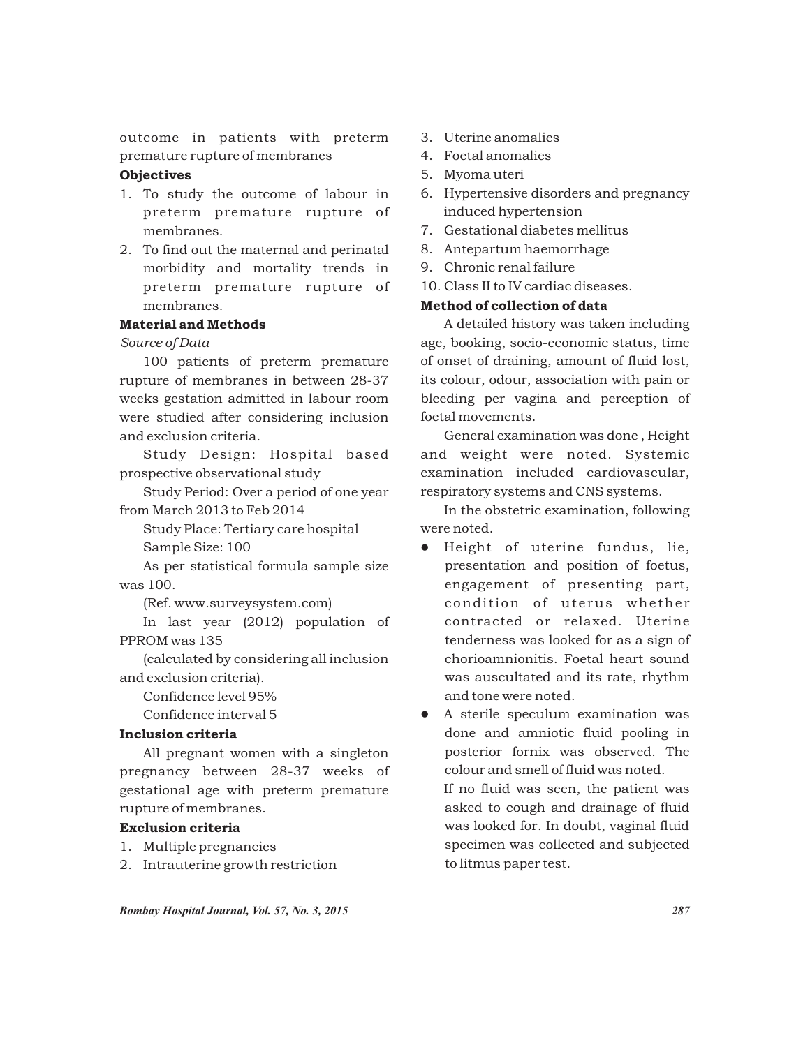outcome in patients with preterm premature rupture of membranes

**Objectives**

1. To study the outcome of labour in preterm premature rupture of membranes.
2. To find out the maternal and perinatal morbidity and mortality trends in preterm premature rupture of membranes.

**Material and Methods**

*Source of Data*

100 patients of preterm premature rupture of membranes in between 28-37 weeks gestation admitted in labour room were studied after considering inclusion and exclusion criteria.

Study Design: Hospital based prospective observational study

Study Period: Over a period of one year from March 2013 to Feb 2014

Study Place: Tertiary care hospital

Sample Size: 100

As per statistical formula sample size was 100.

(Ref. www.surveysystem.com)

In last year (2012) population of PPROM was 135

(calculated by considering all inclusion and exclusion criteria).

Confidence level 95%

Confidence interval 5

**Inclusion criteria**

All pregnant women with a singleton pregnancy between 28-37 weeks of gestational age with preterm premature rupture of membranes.

**Exclusion criteria**

1. Multiple pregnancies
2. Intrauterine growth restriction
3. Uterine anomalies
4. Foetal anomalies
5. Myoma uteri
6. Hypertensive disorders and pregnancy induced hypertension
7. Gestational diabetes mellitus
8. Antepartum haemorrhage
9. Chronic renal failure
10. Class II to IV cardiac diseases.

**Method of collection of data**

A detailed history was taken including age, booking, socio-economic status, time of onset of draining, amount of fluid lost, its colour, odour, association with pain or bleeding per vagina and perception of foetal movements.

General examination was done , Height and weight were noted. Systemic examination included cardiovascular, respiratory systems and CNS systems.

In the obstetric examination, following were noted.

- Height of uterine fundus, lie, presentation and position of foetus, engagement of presenting part, condition of uterus whether contracted or relaxed. Uterine tenderness was looked for as a sign of chorioamnionitis. Foetal heart sound was auscultated and its rate, rhythm and tone were noted.
- A sterile speculum examination was done and amniotic fluid pooling in posterior fornix was observed. The colour and smell of fluid was noted.

  If no fluid was seen, the patient was asked to cough and drainage of fluid was looked for. In doubt, vaginal fluid specimen was collected and subjected to litmus paper test.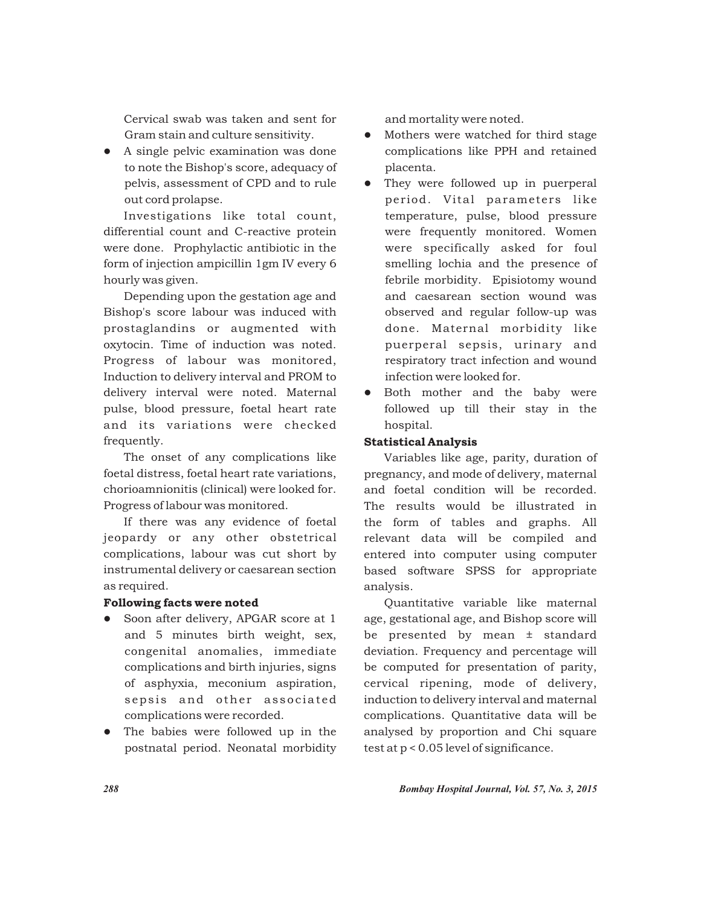Cervical swab was taken and sent for Gram stain and culture sensitivity.

- A single pelvic examination was done to note the Bishop's score, adequacy of pelvis, assessment of CPD and to rule out cord prolapse.

Investigations like total count, differential count and C-reactive protein were done. Prophylactic antibiotic in the form of injection ampicillin 1gm IV every 6 hourly was given.

Depending upon the gestation age and Bishop's score labour was induced with prostaglandins or augmented with oxytocin. Time of induction was noted. Progress of labour was monitored, Induction to delivery interval and PROM to delivery interval were noted. Maternal pulse, blood pressure, foetal heart rate and its variations were checked frequently.

The onset of any complications like foetal distress, foetal heart rate variations, chorioamnionitis (clinical) were looked for. Progress of labour was monitored.

If there was any evidence of foetal jeopardy or any other obstetrical complications, labour was cut short by instrumental delivery or caesarean section as required.

**Following facts were noted**

- Soon after delivery, APGAR score at 1 and 5 minutes birth weight, sex, congenital anomalies, immediate complications and birth injuries, signs of asphyxia, meconium aspiration, sepsis and other associated complications were recorded.
- The babies were followed up in the postnatal period. Neonatal morbidity and mortality were noted.
- Mothers were watched for third stage complications like PPH and retained placenta.
- They were followed up in puerperal period. Vital parameters like temperature, pulse, blood pressure were frequently monitored. Women were specifically asked for foul smelling lochia and the presence of febrile morbidity. Episiotomy wound and caesarean section wound was observed and regular follow-up was done. Maternal morbidity like puerperal sepsis, urinary and respiratory tract infection and wound infection were looked for.
- Both mother and the baby were followed up till their stay in the hospital.

**Statistical Analysis**

Variables like age, parity, duration of pregnancy, and mode of delivery, maternal and foetal condition will be recorded. The results would be illustrated in the form of tables and graphs. All relevant data will be compiled and entered into computer using computer based software SPSS for appropriate analysis.

Quantitative variable like maternal age, gestational age, and Bishop score will be presented by mean ± standard deviation. Frequency and percentage will be computed for presentation of parity, cervical ripening, mode of delivery, induction to delivery interval and maternal complications. Quantitative data will be analysed by proportion and Chi square test at $p < 0.05$ level of significance.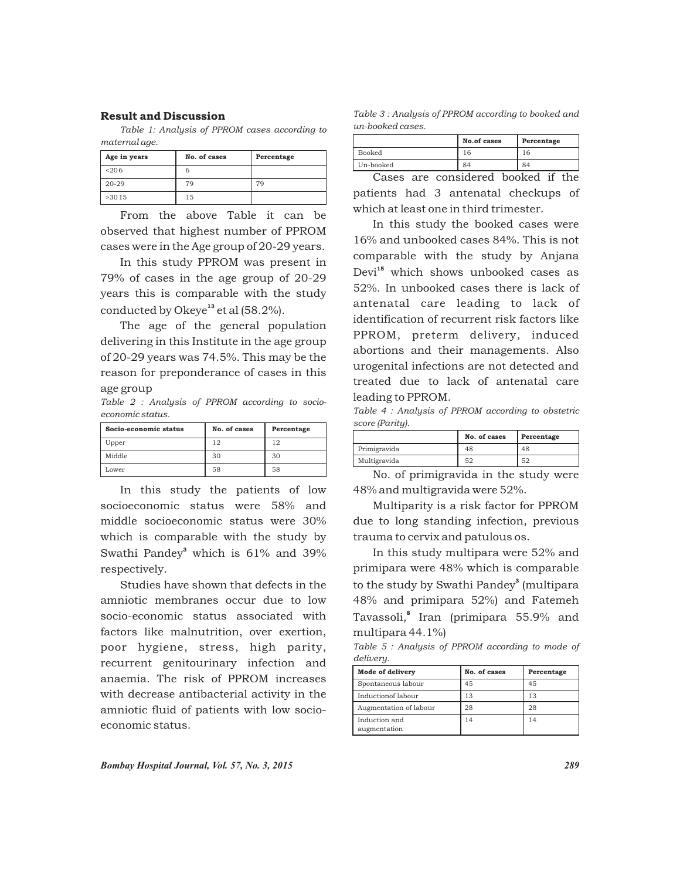## Result and Discussion

*Table 1: Analysis of PPROM cases according to maternal age.*

| Age in years | No. of cases | Percentage |
|---|---|---|
| <206 | 6 | |
| 20-29 | 79 | 79 |
| >3015 | 15 | |

From the above Table it can be observed that highest number of PPROM cases were in the Age group of 20-29 years.

In this study PPROM was present in 79% of cases in the age group of 20-29 years this is comparable with the study conducted by Okeye[13] et al (58.2%).

The age of the general population delivering in this Institute in the age group of 20-29 years was 74.5%. This may be the reason for preponderance of cases in this age group

*Table 2 : Analysis of PPROM according to socio-economic status.*

| Socio-economic status | No. of cases | Percentage |
|---|---|---|
| Upper | 12 | 12 |
| Middle | 30 | 30 |
| Lower | 58 | 58 |

In this study the patients of low socioeconomic status were 58% and middle socioeconomic status were 30% which is comparable with the study by Swathi Pandey[3] which is 61% and 39% respectively.

Studies have shown that defects in the amniotic membranes occur due to low socio-economic status associated with factors like malnutrition, over exertion, poor hygiene, stress, high parity, recurrent genitourinary infection and anaemia. The risk of PPROM increases with decrease antibacterial activity in the amniotic fluid of patients with low socio-economic status.

*Table 3 : Analysis of PPROM according to booked and un-booked cases.*

| | No.of cases | Percentage |
|---|---|---|
| Booked | 16 | 16 |
| Un-booked | 84 | 84 |

Cases are considered booked if the patients had 3 antenatal checkups of which at least one in third trimester.

In this study the booked cases were 16% and unbooked cases 84%. This is not comparable with the study by Anjana Devi[15] which shows unbooked cases as 52%. In unbooked cases there is lack of antenatal care leading to lack of identification of recurrent risk factors like PPROM, preterm delivery, induced abortions and their managements. Also urogenital infections are not detected and treated due to lack of antenatal care leading to PPROM.

*Table 4 : Analysis of PPROM according to obstetric score (Parity).*

| | No. of cases | Percentage |
|---|---|---|
| Primigravida | 48 | 48 |
| Multigravida | 52 | 52 |

No. of primigravida in the study were 48% and multigravida were 52%.

Multiparity is a risk factor for PPROM due to long standing infection, previous trauma to cervix and patulous os.

In this study multipara were 52% and primipara were 48% which is comparable to the study by Swathi Pandey[3] (multipara 48% and primipara 52%) and Fatemeh Tavassoli,[8] Iran (primipara 55.9% and multipara 44.1%)

*Table 5 : Analysis of PPROM according to mode of delivery.*

| Mode of delivery | No. of cases | Percentage |
|---|---|---|
| Spontaneous labour | 45 | 45 |
| Inductionof labour | 13 | 13 |
| Augmentation of labour | 28 | 28 |
| Induction and augmentation | 14 | 14 |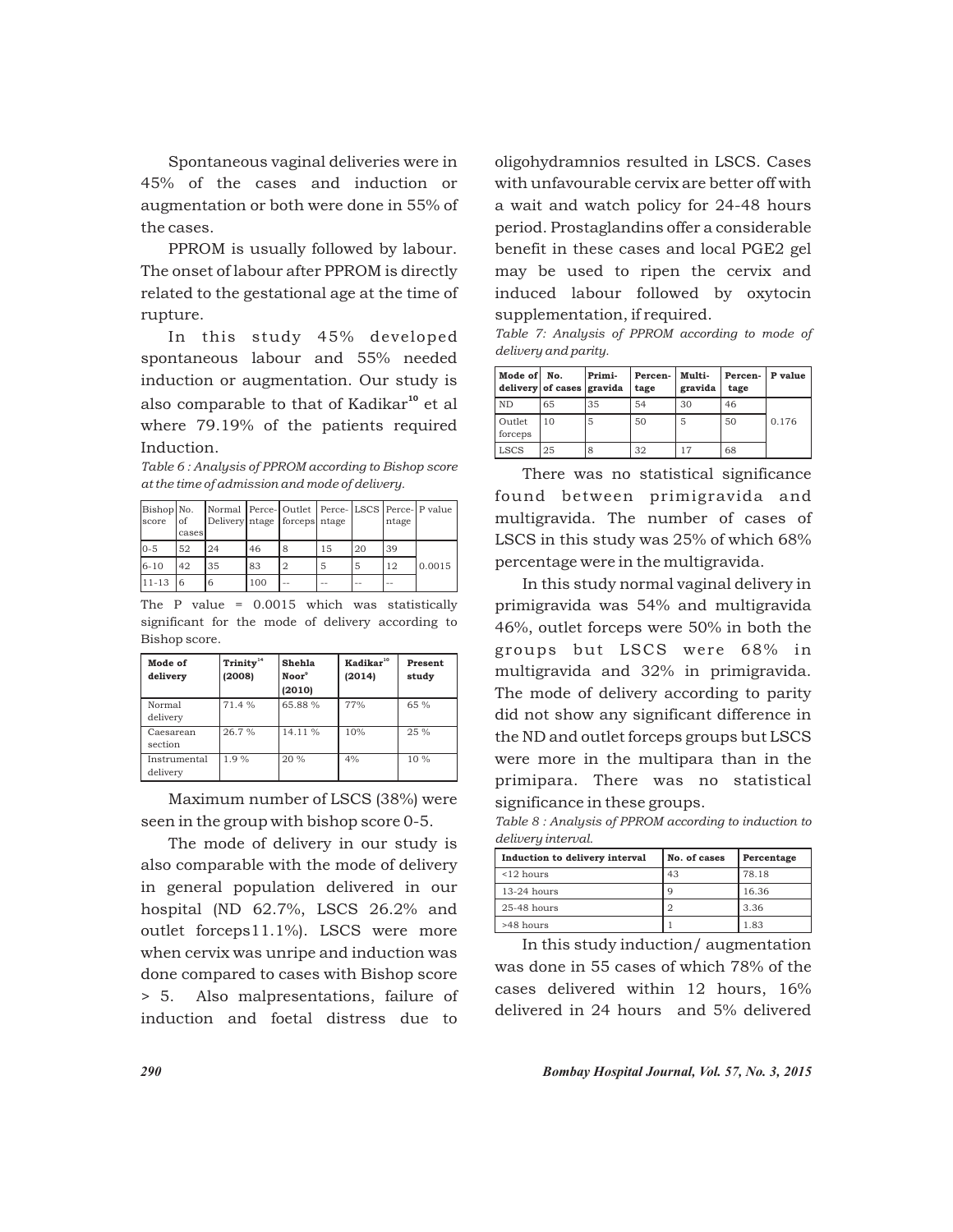Spontaneous vaginal deliveries were in 45% of the cases and induction or augmentation or both were done in 55% of the cases.

PPROM is usually followed by labour. The onset of labour after PPROM is directly related to the gestational age at the time of rupture.

In this study 45% developed spontaneous labour and 55% needed induction or augmentation. Our study is also comparable to that of Kadikar[10] et al where 79.19% of the patients required Induction.

*Table 6 : Analysis of PPROM according to Bishop score at the time of admission and mode of delivery.*

| Bishop score | No. of cases | Normal Delivery | Perce-ntage | Outlet forceps | Perce-ntage | LSCS | Perce-ntage | P value |
|---|---|---|---|---|---|---|---|---|
| 0-5 | 52 | 24 | 46 | 8 | 15 | 20 | 39 | |
| 6-10 | 42 | 35 | 83 | 2 | 5 | 5 | 12 | 0.0015 |
| 11-13 | 6 | 6 | 100 | -- | -- | -- | -- | |

The P value = 0.0015 which was statistically significant for the mode of delivery according to Bishop score.

| Mode of delivery | Trinity[14] (2008) | Shehla Noor[9] (2010) | Kadikar[10] (2014) | Present study |
|---|---|---|---|---|
| Normal delivery | 71.4 % | 65.88 % | 77% | 65 % |
| Caesarean section | 26.7 % | 14.11 % | 10% | 25 % |
| Instrumental delivery | 1.9 % | 20 % | 4% | 10 % |

Maximum number of LSCS (38%) were seen in the group with bishop score 0-5.

The mode of delivery in our study is also comparable with the mode of delivery in general population delivered in our hospital (ND 62.7%, LSCS 26.2% and outlet forceps11.1%). LSCS were more when cervix was unripe and induction was done compared to cases with Bishop score > 5. Also malpresentations, failure of induction and foetal distress due to oligohydramnios resulted in LSCS. Cases with unfavourable cervix are better off with a wait and watch policy for 24-48 hours period. Prostaglandins offer a considerable benefit in these cases and local PGE2 gel may be used to ripen the cervix and induced labour followed by oxytocin supplementation, if required.

*Table 7: Analysis of PPROM according to mode of delivery and parity.*

| Mode of delivery | No. of cases | Primi-gravida | Percen-tage | Multi-gravida | Percen-tage | P value |
|---|---|---|---|---|---|---|
| ND | 65 | 35 | 54 | 30 | 46 | |
| Outlet forceps | 10 | 5 | 50 | 5 | 50 | 0.176 |
| LSCS | 25 | 8 | 32 | 17 | 68 | |

There was no statistical significance found between primigravida and multigravida. The number of cases of LSCS in this study was 25% of which 68% percentage were in the multigravida.

In this study normal vaginal delivery in primigravida was 54% and multigravida 46%, outlet forceps were 50% in both the groups but LSCS were 68% in multigravida and 32% in primigravida. The mode of delivery according to parity did not show any significant difference in the ND and outlet forceps groups but LSCS were more in the multipara than in the primipara. There was no statistical significance in these groups.

*Table 8 : Analysis of PPROM according to induction to delivery interval.*

| Induction to delivery interval | No. of cases | Percentage |
|---|---|---|
| <12 hours | 43 | 78.18 |
| 13-24 hours | 9 | 16.36 |
| 25-48 hours | 2 | 3.36 |
| >48 hours | 1 | 1.83 |

In this study induction/ augmentation was done in 55 cases of which 78% of the cases delivered within 12 hours, 16% delivered in 24 hours and 5% delivered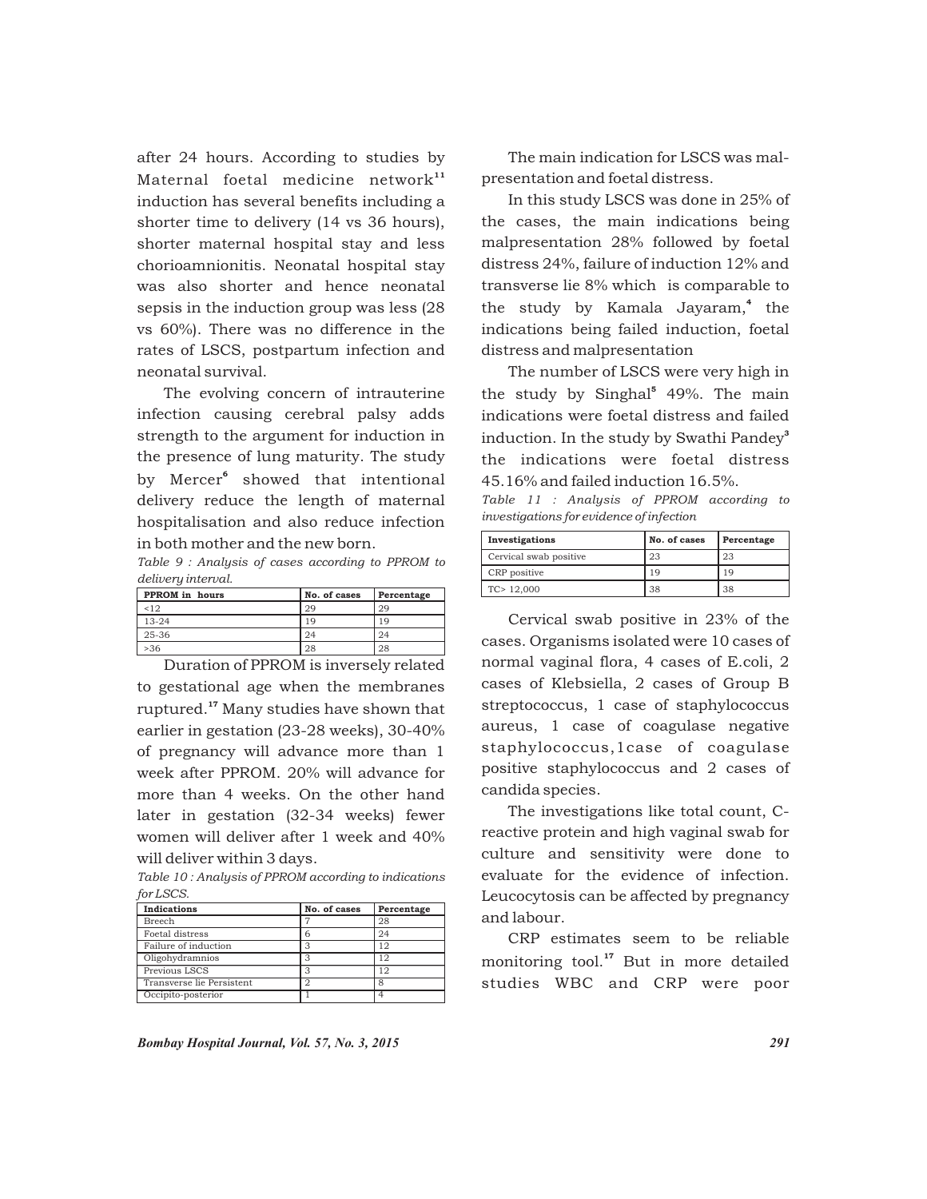after 24 hours. According to studies by Maternal foetal medicine network[11] induction has several benefits including a shorter time to delivery (14 vs 36 hours), shorter maternal hospital stay and less chorioamnionitis. Neonatal hospital stay was also shorter and hence neonatal sepsis in the induction group was less (28 vs 60%). There was no difference in the rates of LSCS, postpartum infection and neonatal survival.

The evolving concern of intrauterine infection causing cerebral palsy adds strength to the argument for induction in the presence of lung maturity. The study by Mercer[6] showed that intentional delivery reduce the length of maternal hospitalisation and also reduce infection in both mother and the new born.

*Table 9 : Analysis of cases according to PPROM to delivery interval.*

| PPROM in hours | No. of cases | Percentage |
|---|---|---|
| <12 | 29 | 29 |
| 13-24 | 19 | 19 |
| 25-36 | 24 | 24 |
| >36 | 28 | 28 |

Duration of PPROM is inversely related to gestational age when the membranes ruptured.[17] Many studies have shown that earlier in gestation (23-28 weeks), 30-40% of pregnancy will advance more than 1 week after PPROM. 20% will advance for more than 4 weeks. On the other hand later in gestation (32-34 weeks) fewer women will deliver after 1 week and 40% will deliver within 3 days.

*Table 10 : Analysis of PPROM according to indications for LSCS.*

| Indications | No. of cases | Percentage |
|---|---|---|
| Breech | 7 | 28 |
| Foetal distress | 6 | 24 |
| Failure of induction | 3 | 12 |
| Oligohydramnios | 3 | 12 |
| Previous LSCS | 3 | 12 |
| Transverse lie Persistent | 2 | 8 |
| Occipito-posterior | 1 | 4 |

The main indication for LSCS was malpresentation and foetal distress.

In this study LSCS was done in 25% of the cases, the main indications being malpresentation 28% followed by foetal distress 24%, failure of induction 12% and transverse lie 8% which is comparable to the study by Kamala Jayaram,[4] the indications being failed induction, foetal distress and malpresentation

The number of LSCS were very high in the study by Singhal[5] 49%. The main indications were foetal distress and failed induction. In the study by Swathi Pandey[3] the indications were foetal distress 45.16% and failed induction 16.5%.

*Table 11 : Analysis of PPROM according to investigations for evidence of infection*

| Investigations | No. of cases | Percentage |
|---|---|---|
| Cervical swab positive | 23 | 23 |
| CRP positive | 19 | 19 |
| TC> 12,000 | 38 | 38 |

Cervical swab positive in 23% of the cases. Organisms isolated were 10 cases of normal vaginal flora, 4 cases of E.coli, 2 cases of Klebsiella, 2 cases of Group B streptococcus, 1 case of staphylococcus aureus, 1 case of coagulase negative staphylococcus,1case of coagulase positive staphylococcus and 2 cases of candida species.

The investigations like total count, C-reactive protein and high vaginal swab for culture and sensitivity were done to evaluate for the evidence of infection. Leucocytosis can be affected by pregnancy and labour.

CRP estimates seem to be reliable monitoring tool.[17] But in more detailed studies WBC and CRP were poor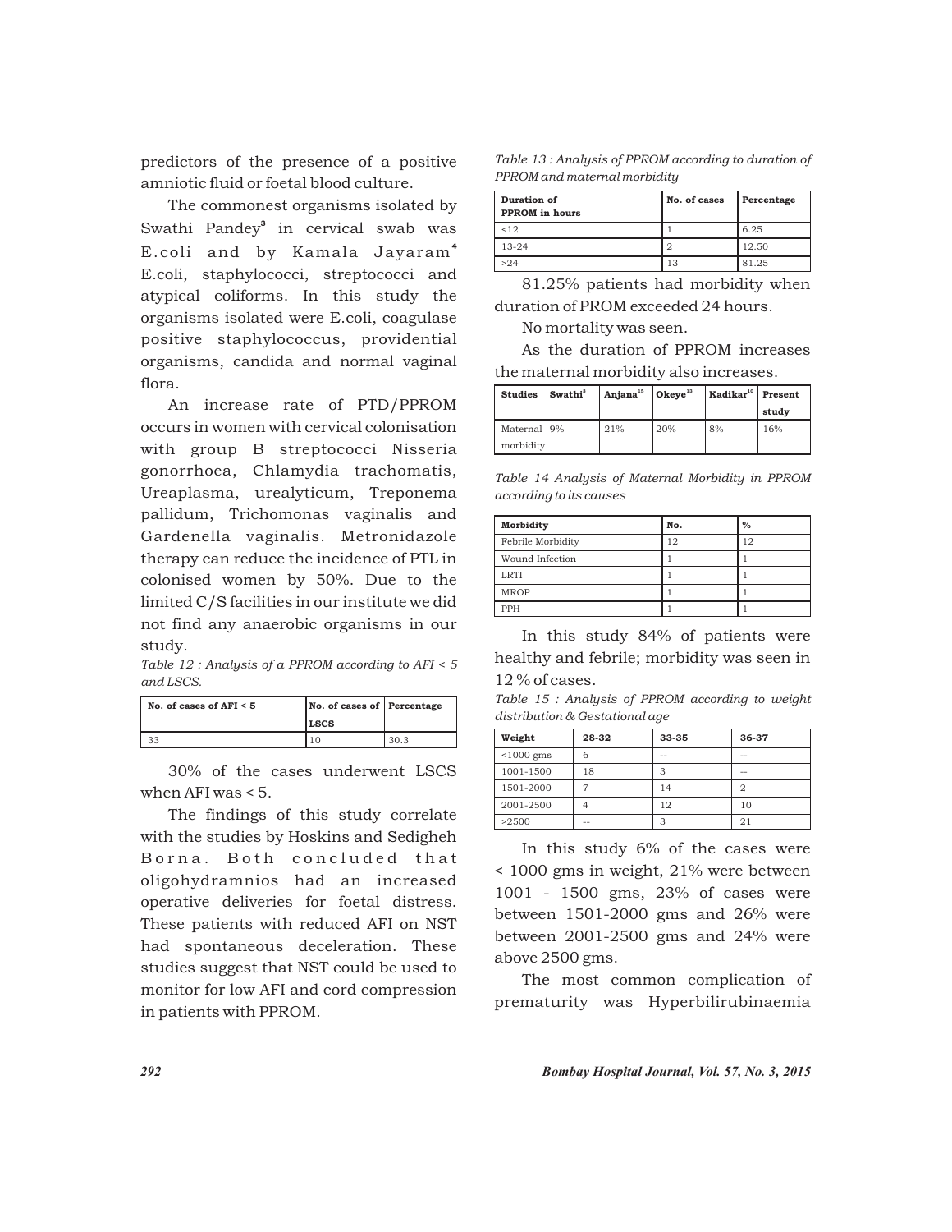predictors of the presence of a positive amniotic fluid or foetal blood culture.

The commonest organisms isolated by Swathi Pandey[3] in cervical swab was E.coli and by Kamala Jayaram[4] E.coli, staphylococci, streptococci and atypical coliforms. In this study the organisms isolated were E.coli, coagulase positive staphylococcus, providential organisms, candida and normal vaginal flora.

An increase rate of PTD/PPROM occurs in women with cervical colonisation with group B streptococci Nisseria gonorrhoea, Chlamydia trachomatis, Ureaplasma, urealyticum, Treponema pallidum, Trichomonas vaginalis and Gardenella vaginalis. Metronidazole therapy can reduce the incidence of PTL in colonised women by 50%. Due to the limited C/S facilities in our institute we did not find any anaerobic organisms in our study.

*Table 12 : Analysis of a PPROM according to AFI < 5 and LSCS.*

| No. of cases of AFI < 5 | No. of cases of LSCS | Percentage |
|---|---|---|
| 33 | 10 | 30.3 |

30% of the cases underwent LSCS when AFI was < 5.

The findings of this study correlate with the studies by Hoskins and Sedigheh Borna. Both concluded that oligohydramnios had an increased operative deliveries for foetal distress. These patients with reduced AFI on NST had spontaneous deceleration. These studies suggest that NST could be used to monitor for low AFI and cord compression in patients with PPROM.

*Table 13 : Analysis of PPROM according to duration of PPROM and maternal morbidity*

| Duration of PPROM in hours | No. of cases | Percentage |
|---|---|---|
| <12 | 1 | 6.25 |
| 13-24 | 2 | 12.50 |
| >24 | 13 | 81.25 |

81.25% patients had morbidity when duration of PROM exceeded 24 hours.

No mortality was seen.

As the duration of PPROM increases the maternal morbidity also increases.

| Studies | Swathi[3] | Anjana[15] | Okeye[13] | Kadikar[10] | Present study |
|---|---|---|---|---|---|
| Maternal morbidity | 9% | 21% | 20% | 8% | 16% |

*Table 14 Analysis of Maternal Morbidity in PPROM according to its causes*

| Morbidity | No. | % |
|---|---|---|
| Febrile Morbidity | 12 | 12 |
| Wound Infection | 1 | 1 |
| LRTI | 1 | 1 |
| MROP | 1 | 1 |
| PPH | 1 | 1 |

In this study 84% of patients were healthy and febrile; morbidity was seen in 12 % of cases.

*Table 15 : Analysis of PPROM according to weight distribution & Gestational age*

| Weight | 28-32 | 33-35 | 36-37 |
|---|---|---|---|
| <1000 gms | 6 | -- | -- |
| 1001-1500 | 18 | 3 | -- |
| 1501-2000 | 7 | 14 | 2 |
| 2001-2500 | 4 | 12 | 10 |
| >2500 | -- | 3 | 21 |

In this study 6% of the cases were < 1000 gms in weight, 21% were between 1001 - 1500 gms, 23% of cases were between 1501-2000 gms and 26% were between 2001-2500 gms and 24% were above 2500 gms.

The most common complication of prematurity was Hyperbilirubinaemia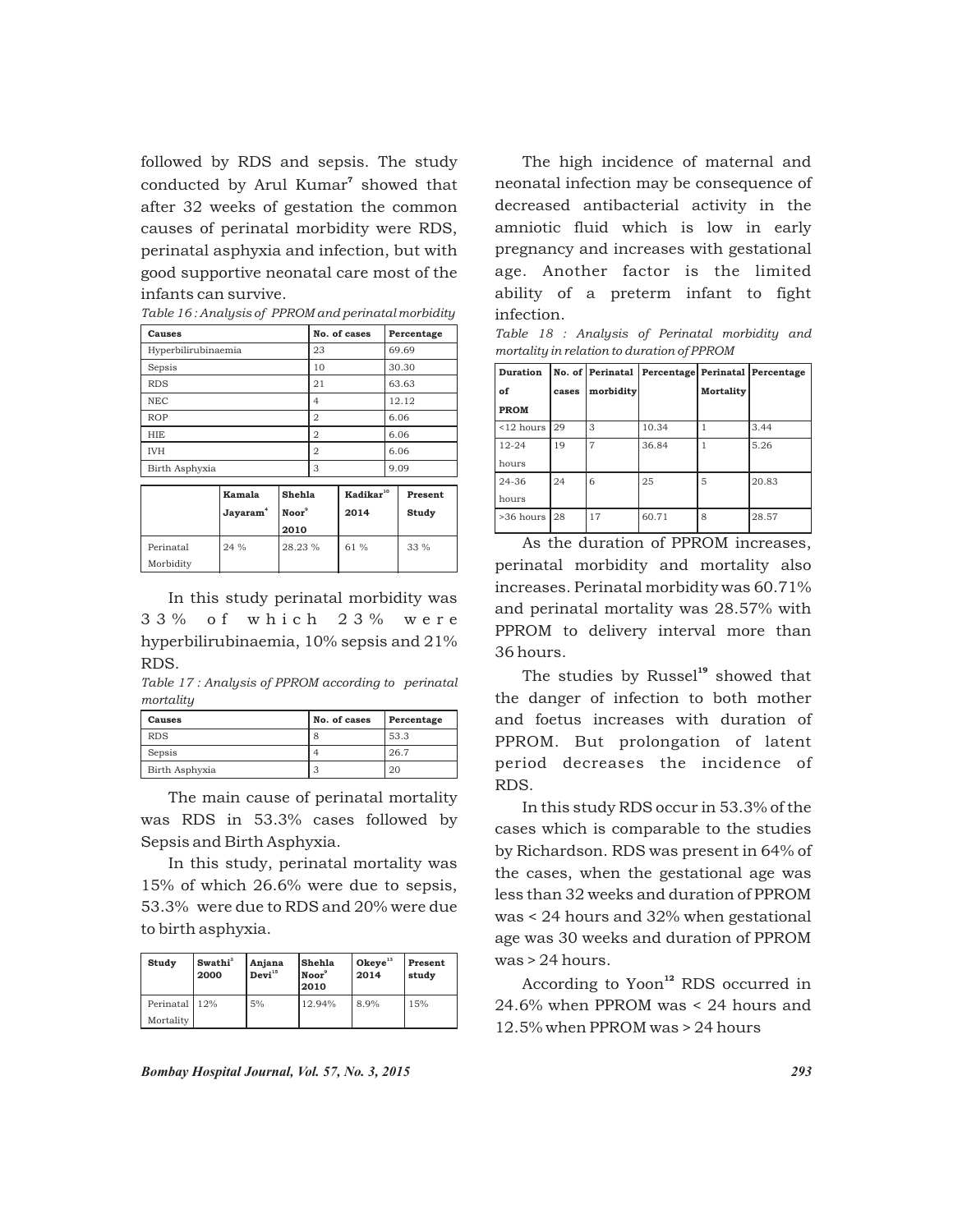followed by RDS and sepsis. The study conducted by Arul Kumar[7] showed that after 32 weeks of gestation the common causes of perinatal morbidity were RDS, perinatal asphyxia and infection, but with good supportive neonatal care most of the infants can survive.

*Table 16 : Analysis of PPROM and perinatal morbidity*

| Causes | No. of cases | Percentage |
|---|---|---|
| Hyperbilirubinaemia | 23 | 69.69 |
| Sepsis | 10 | 30.30 |
| RDS | 21 | 63.63 |
| NEC | 4 | 12.12 |
| ROP | 2 | 6.06 |
| HIE | 2 | 6.06 |
| IVH | 2 | 6.06 |
| Birth Asphyxia | 3 | 9.09 |

| | Kamala Jayaram[4] | Shehla Noor[9] 2010 | Kadikar[10] 2014 | Present Study |
|---|---|---|---|---|
| Perinatal Morbidity | 24 % | 28.23 % | 61 % | 33 % |

In this study perinatal morbidity was 33% of which 23% were hyperbilirubinaemia, 10% sepsis and 21% RDS.

*Table 17 : Analysis of PPROM according to perinatal mortality*

| Causes | No. of cases | Percentage |
|---|---|---|
| RDS | 8 | 53.3 |
| Sepsis | 4 | 26.7 |
| Birth Asphyxia | 3 | 20 |

The main cause of perinatal mortality was RDS in 53.3% cases followed by Sepsis and Birth Asphyxia.

In this study, perinatal mortality was 15% of which 26.6% were due to sepsis, 53.3% were due to RDS and 20% were due to birth asphyxia.

| Study | Swathi[3] 2000 | Anjana Devi[15] | Shehla Noor[9] 2010 | Okeye[13] 2014 | Present study |
|---|---|---|---|---|---|
| Perinatal Mortality | 12% | 5% | 12.94% | 8.9% | 15% |

The high incidence of maternal and neonatal infection may be consequence of decreased antibacterial activity in the amniotic fluid which is low in early pregnancy and increases with gestational age. Another factor is the limited ability of a preterm infant to fight infection.

*Table 18 : Analysis of Perinatal morbidity and mortality in relation to duration of PPROM*

| Duration of PROM | No. of cases | Perinatal morbidity | Percentage | Perinatal Mortality | Percentage |
|---|---|---|---|---|---|
| <12 hours | 29 | 3 | 10.34 | 1 | 3.44 |
| 12-24 hours | 19 | 7 | 36.84 | 1 | 5.26 |
| 24-36 hours | 24 | 6 | 25 | 5 | 20.83 |
| >36 hours | 28 | 17 | 60.71 | 8 | 28.57 |

As the duration of PPROM increases, perinatal morbidity and mortality also increases. Perinatal morbidity was 60.71% and perinatal mortality was 28.57% with PPROM to delivery interval more than 36 hours.

The studies by Russel[19] showed that the danger of infection to both mother and foetus increases with duration of PPROM. But prolongation of latent period decreases the incidence of RDS.

In this study RDS occur in 53.3% of the cases which is comparable to the studies by Richardson. RDS was present in 64% of the cases, when the gestational age was less than 32 weeks and duration of PPROM was < 24 hours and 32% when gestational age was 30 weeks and duration of PPROM was > 24 hours.

According to Yoon[12] RDS occurred in 24.6% when PPROM was < 24 hours and 12.5% when PPROM was > 24 hours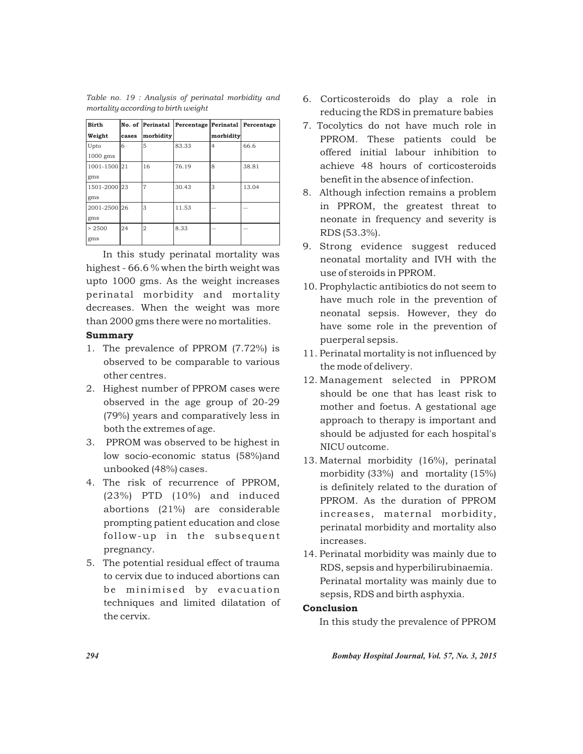*Table no. 19 : Analysis of perinatal morbidity and mortality according to birth weight*

| Birth Weight | No. of cases | Perinatal morbidity | Percentage | Perinatal morbidity | Percentage |
|---|---|---|---|---|---|
| Upto 1000 gms | 6 | 5 | 83.33 | 4 | 66.6 |
| 1001-1500 gms | 21 | 16 | 76.19 | 8 | 38.81 |
| 1501-2000 gms | 23 | 7 | 30.43 | 3 | 13.04 |
| 2001-2500 gms | 26 | 3 | 11.53 | -- | -- |
| > 2500 gms | 24 | 2 | 8.33 | -- | -- |

In this study perinatal mortality was highest - 66.6 % when the birth weight was upto 1000 gms. As the weight increases perinatal morbidity and mortality decreases. When the weight was more than 2000 gms there were no mortalities.

**Summary**

1. The prevalence of PPROM (7.72%) is observed to be comparable to various other centres.
2. Highest number of PPROM cases were observed in the age group of 20-29 (79%) years and comparatively less in both the extremes of age.
3. PPROM was observed to be highest in low socio-economic status (58%)and unbooked (48%) cases.
4. The risk of recurrence of PPROM, (23%) PTD (10%) and induced abortions (21%) are considerable prompting patient education and close follow-up in the subsequent pregnancy.
5. The potential residual effect of trauma to cervix due to induced abortions can be minimised by evacuation techniques and limited dilatation of the cervix.
6. Corticosteroids do play a role in reducing the RDS in premature babies
7. Tocolytics do not have much role in PPROM. These patients could be offered initial labour inhibition to achieve 48 hours of corticosteroids benefit in the absence of infection.
8. Although infection remains a problem in PPROM, the greatest threat to neonate in frequency and severity is RDS (53.3%).
9. Strong evidence suggest reduced neonatal mortality and IVH with the use of steroids in PPROM.
10. Prophylactic antibiotics do not seem to have much role in the prevention of neonatal sepsis. However, they do have some role in the prevention of puerperal sepsis.
11. Perinatal mortality is not influenced by the mode of delivery.
12. Management selected in PPROM should be one that has least risk to mother and foetus. A gestational age approach to therapy is important and should be adjusted for each hospital's NICU outcome.
13. Maternal morbidity (16%), perinatal morbidity (33%) and mortality (15%) is definitely related to the duration of PPROM. As the duration of PPROM increases, maternal morbidity, perinatal morbidity and mortality also increases.
14. Perinatal morbidity was mainly due to RDS, sepsis and hyperbilirubinaemia. Perinatal mortality was mainly due to sepsis, RDS and birth asphyxia.

**Conclusion**

In this study the prevalence of PPROM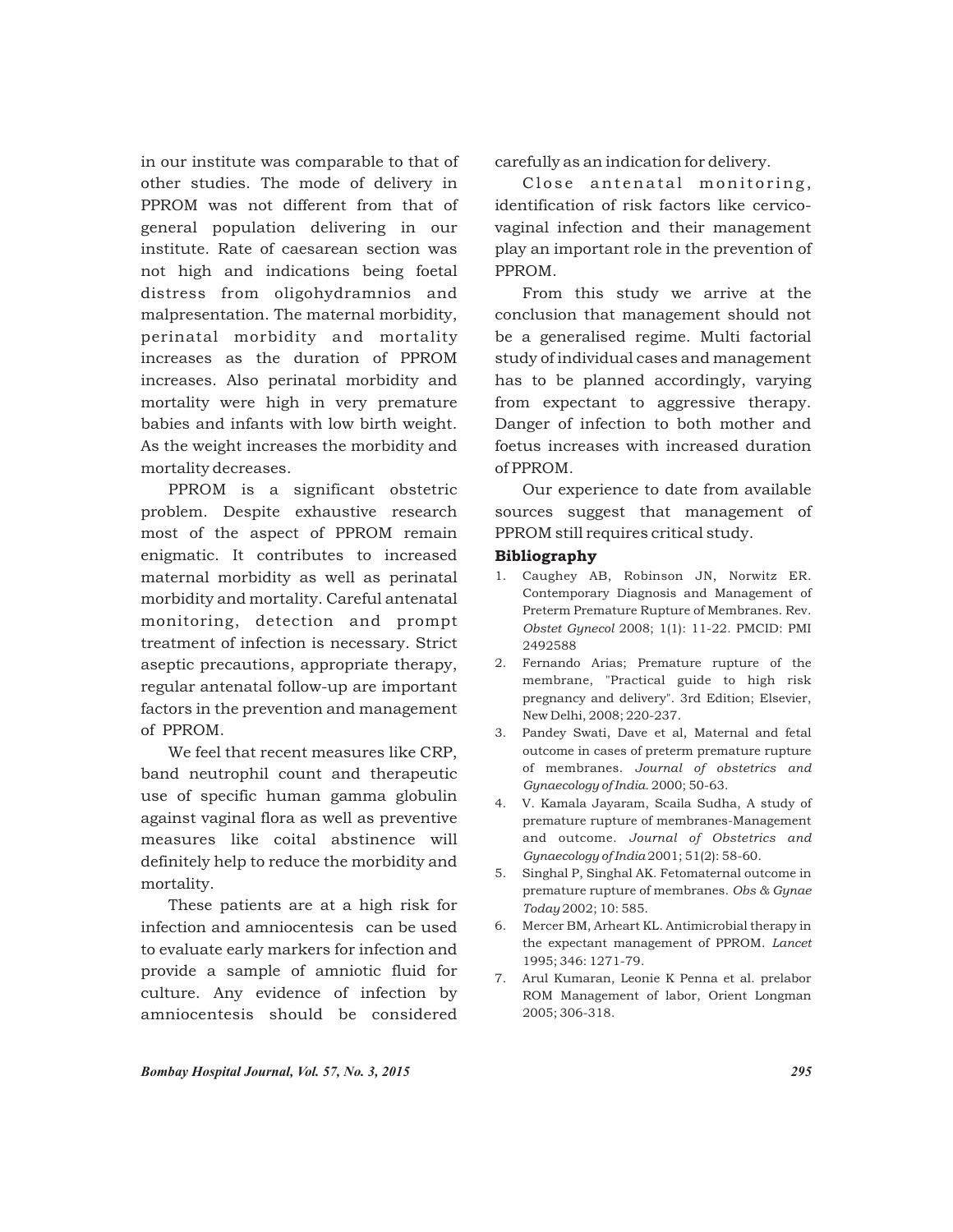in our institute was comparable to that of other studies. The mode of delivery in PPROM was not different from that of general population delivering in our institute. Rate of caesarean section was not high and indications being foetal distress from oligohydramnios and malpresentation. The maternal morbidity, perinatal morbidity and mortality increases as the duration of PPROM increases. Also perinatal morbidity and mortality were high in very premature babies and infants with low birth weight. As the weight increases the morbidity and mortality decreases.

PPROM is a significant obstetric problem. Despite exhaustive research most of the aspect of PPROM remain enigmatic. It contributes to increased maternal morbidity as well as perinatal morbidity and mortality. Careful antenatal monitoring, detection and prompt treatment of infection is necessary. Strict aseptic precautions, appropriate therapy, regular antenatal follow-up are important factors in the prevention and management of PPROM.

We feel that recent measures like CRP, band neutrophil count and therapeutic use of specific human gamma globulin against vaginal flora as well as preventive measures like coital abstinence will definitely help to reduce the morbidity and mortality.

These patients are at a high risk for infection and amniocentesis can be used to evaluate early markers for infection and provide a sample of amniotic fluid for culture. Any evidence of infection by amniocentesis should be considered carefully as an indication for delivery.

Close antenatal monitoring, identification of risk factors like cervico-vaginal infection and their management play an important role in the prevention of PPROM.

From this study we arrive at the conclusion that management should not be a generalised regime. Multi factorial study of individual cases and management has to be planned accordingly, varying from expectant to aggressive therapy. Danger of infection to both mother and foetus increases with increased duration of PPROM.

Our experience to date from available sources suggest that management of PPROM still requires critical study.

**Bibliography**

1. Caughey AB, Robinson JN, Norwitz ER. Contemporary Diagnosis and Management of Preterm Premature Rupture of Membranes. Rev. *Obstet Gynecol* 2008; 1(1): 11-22. PMCID: PMI 2492588
2. Fernando Arias; Premature rupture of the membrane, "Practical guide to high risk pregnancy and delivery". 3rd Edition; Elsevier, New Delhi, 2008; 220-237.
3. Pandey Swati, Dave et al, Maternal and fetal outcome in cases of preterm premature rupture of membranes. *Journal of obstetrics and Gynaecology of India.* 2000; 50-63.
4. V. Kamala Jayaram, Scaila Sudha, A study of premature rupture of membranes-Management and outcome. *Journal of Obstetrics and Gynaecology of India* 2001; 51(2): 58-60.
5. Singhal P, Singhal AK. Fetomaternal outcome in premature rupture of membranes. *Obs & Gynae Today* 2002; 10: 585.
6. Mercer BM, Arheart KL. Antimicrobial therapy in the expectant management of PPROM. *Lancet* 1995; 346: 1271-79.
7. Arul Kumaran, Leonie K Penna et al. prelabor ROM Management of labor, Orient Longman 2005; 306-318.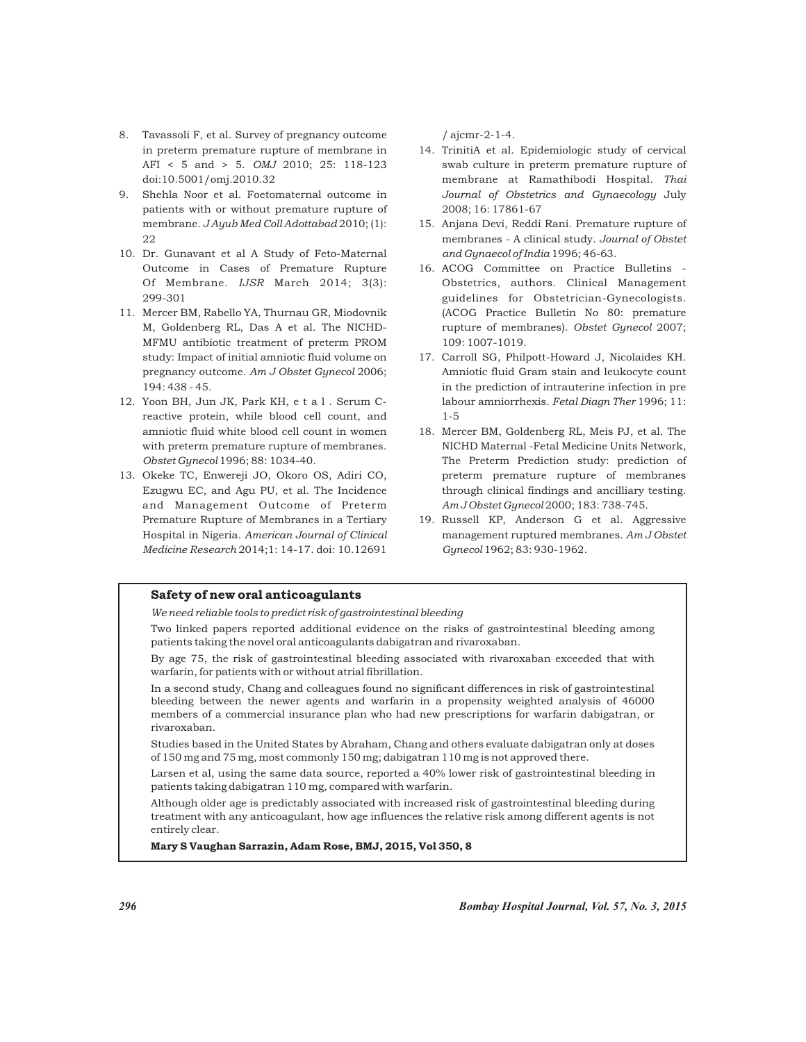8. Tavassoli F, et al. Survey of pregnancy outcome in preterm premature rupture of membrane in AFI < 5 and > 5. *OMJ* 2010; 25: 118-123 doi:10.5001/omj.2010.32
9. Shehla Noor et al. Foetomaternal outcome in patients with or without premature rupture of membrane. *J Ayub Med Coll Adottabad* 2010; (1): 22
10. Dr. Gunavant et al A Study of Feto-Maternal Outcome in Cases of Premature Rupture Of Membrane. *IJSR* March 2014; 3(3): 299-301
11. Mercer BM, Rabello YA, Thurnau GR, Miodovnik M, Goldenberg RL, Das A et al. The NICHD-MFMU antibiotic treatment of preterm PROM study: Impact of initial amniotic fluid volume on pregnancy outcome. *Am J Obstet Gynecol* 2006; 194: 438 - 45.
12. Yoon BH, Jun JK, Park KH, e t a l . Serum C-reactive protein, while blood cell count, and amniotic fluid white blood cell count in women with preterm premature rupture of membranes. *Obstet Gynecol* 1996; 88: 1034-40.
13. Okeke TC, Enwereji JO, Okoro OS, Adiri CO, Ezugwu EC, and Agu PU, et al. The Incidence and Management Outcome of Preterm Premature Rupture of Membranes in a Tertiary Hospital in Nigeria. *American Journal of Clinical Medicine Research* 2014;1: 14-17. doi: 10.12691 / ajcmr-2-1-4.
14. TrinitiA et al. Epidemiologic study of cervical swab culture in preterm premature rupture of membrane at Ramathibodi Hospital. *Thai Journal of Obstetrics and Gynaecology* July 2008; 16: 17861-67
15. Anjana Devi, Reddi Rani. Premature rupture of membranes - A clinical study. *Journal of Obstet and Gynaecol of India* 1996; 46-63.
16. ACOG Committee on Practice Bulletins - Obstetrics, authors. Clinical Management guidelines for Obstetrician-Gynecologists. (ACOG Practice Bulletin No 80: premature rupture of membranes). *Obstet Gynecol* 2007; 109: 1007-1019.
17. Carroll SG, Philpott-Howard J, Nicolaides KH. Amniotic fluid Gram stain and leukocyte count in the prediction of intrauterine infection in pre labour amniorrhexis. *Fetal Diagn Ther* 1996; 11: 1-5
18. Mercer BM, Goldenberg RL, Meis PJ, et al. The NICHD Maternal -Fetal Medicine Units Network, The Preterm Prediction study: prediction of preterm premature rupture of membranes through clinical findings and ancilliary testing. *Am J Obstet Gynecol* 2000; 183: 738-745.
19. Russell KP, Anderson G et al. Aggressive management ruptured membranes. *Am J Obstet Gynecol* 1962; 83: 930-1962.

### Safety of new oral anticoagulants

*We need reliable tools to predict risk of gastrointestinal bleeding*

Two linked papers reported additional evidence on the risks of gastrointestinal bleeding among patients taking the novel oral anticoagulants dabigatran and rivaroxaban.

By age 75, the risk of gastrointestinal bleeding associated with rivaroxaban exceeded that with warfarin, for patients with or without atrial fibrillation.

In a second study, Chang and colleagues found no significant differences in risk of gastrointestinal bleeding between the newer agents and warfarin in a propensity weighted analysis of 46000 members of a commercial insurance plan who had new prescriptions for warfarin dabigatran, or rivaroxaban.

Studies based in the United States by Abraham, Chang and others evaluate dabigatran only at doses of 150 mg and 75 mg, most commonly 150 mg; dabigatran 110 mg is not approved there.

Larsen et al, using the same data source, reported a 40% lower risk of gastrointestinal bleeding in patients taking dabigatran 110 mg, compared with warfarin.

Although older age is predictably associated with increased risk of gastrointestinal bleeding during treatment with any anticoagulant, how age influences the relative risk among different agents is not entirely clear.

**Mary S Vaughan Sarrazin, Adam Rose, BMJ, 2015, Vol 350, 8**